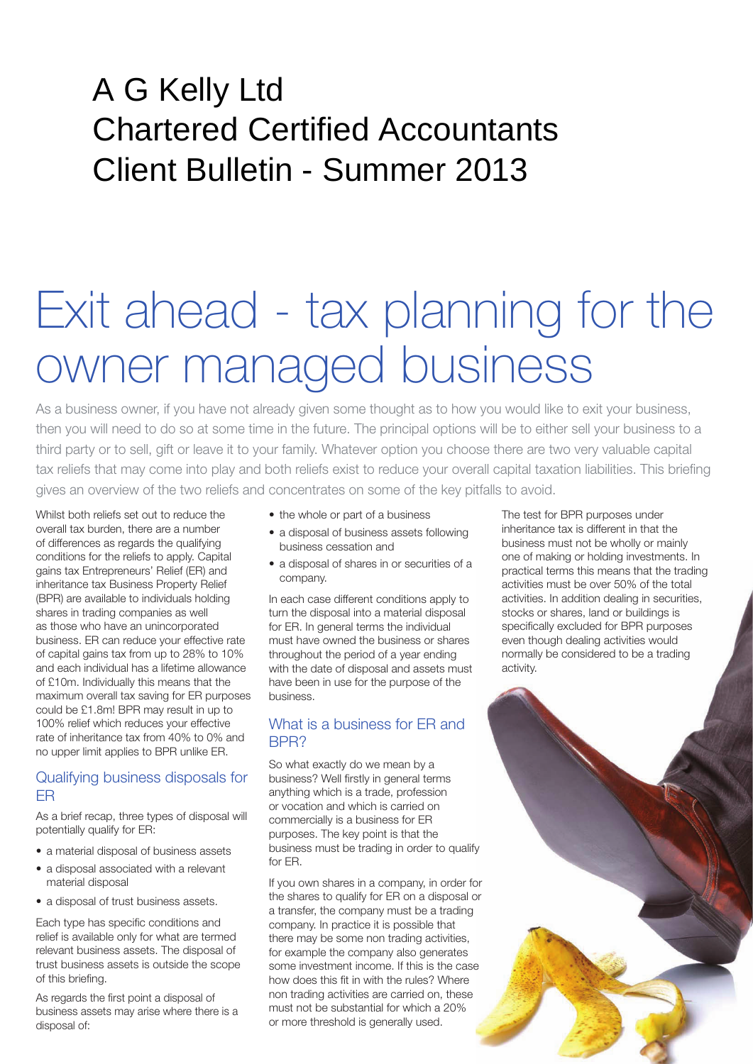# A G Kelly Ltd
# Chartered Certified Accountants
# Client Bulletin - Summer 2013

# Exit ahead - tax planning for the owner managed business

As a business owner, if you have not already given some thought as to how you would like to exit your business, then you will need to do so at some time in the future. The principal options will be to either sell your business to a third party or to sell, gift or leave it to your family. Whatever option you choose there are two very valuable capital tax reliefs that may come into play and both reliefs exist to reduce your overall capital taxation liabilities. This briefing gives an overview of the two reliefs and concentrates on some of the key pitfalls to avoid.

Whilst both reliefs set out to reduce the overall tax burden, there are a number of differences as regards the qualifying conditions for the reliefs to apply. Capital gains tax Entrepreneurs' Relief (ER) and inheritance tax Business Property Relief (BPR) are available to individuals holding shares in trading companies as well as those who have an unincorporated business. ER can reduce your effective rate of capital gains tax from up to 28% to 10% and each individual has a lifetime allowance of £10m. Individually this means that the maximum overall tax saving for ER purposes could be £1.8m! BPR may result in up to 100% relief which reduces your effective rate of inheritance tax from 40% to 0% and no upper limit applies to BPR unlike ER.

## Qualifying business disposals for ER

As a brief recap, three types of disposal will potentially qualify for ER:

- a material disposal of business assets
- a disposal associated with a relevant material disposal
- a disposal of trust business assets.

Each type has specific conditions and relief is available only for what are termed relevant business assets. The disposal of trust business assets is outside the scope of this briefing.

As regards the first point a disposal of business assets may arise where there is a disposal of:

- the whole or part of a business
- a disposal of business assets following business cessation and
- a disposal of shares in or securities of a company.

In each case different conditions apply to turn the disposal into a material disposal for ER. In general terms the individual must have owned the business or shares throughout the period of a year ending with the date of disposal and assets must have been in use for the purpose of the business.

## What is a business for ER and BPR?

So what exactly do we mean by a business? Well firstly in general terms anything which is a trade, profession or vocation and which is carried on commercially is a business for ER purposes. The key point is that the business must be trading in order to qualify for ER.

If you own shares in a company, in order for the shares to qualify for ER on a disposal or a transfer, the company must be a trading company. In practice it is possible that there may be some non trading activities, for example the company also generates some investment income. If this is the case how does this fit in with the rules? Where non trading activities are carried on, these must not be substantial for which a 20% or more threshold is generally used.

The test for BPR purposes under inheritance tax is different in that the business must not be wholly or mainly one of making or holding investments. In practical terms this means that the trading activities must be over 50% of the total activities. In addition dealing in securities, stocks or shares, land or buildings is specifically excluded for BPR purposes even though dealing activities would normally be considered to be a trading activity.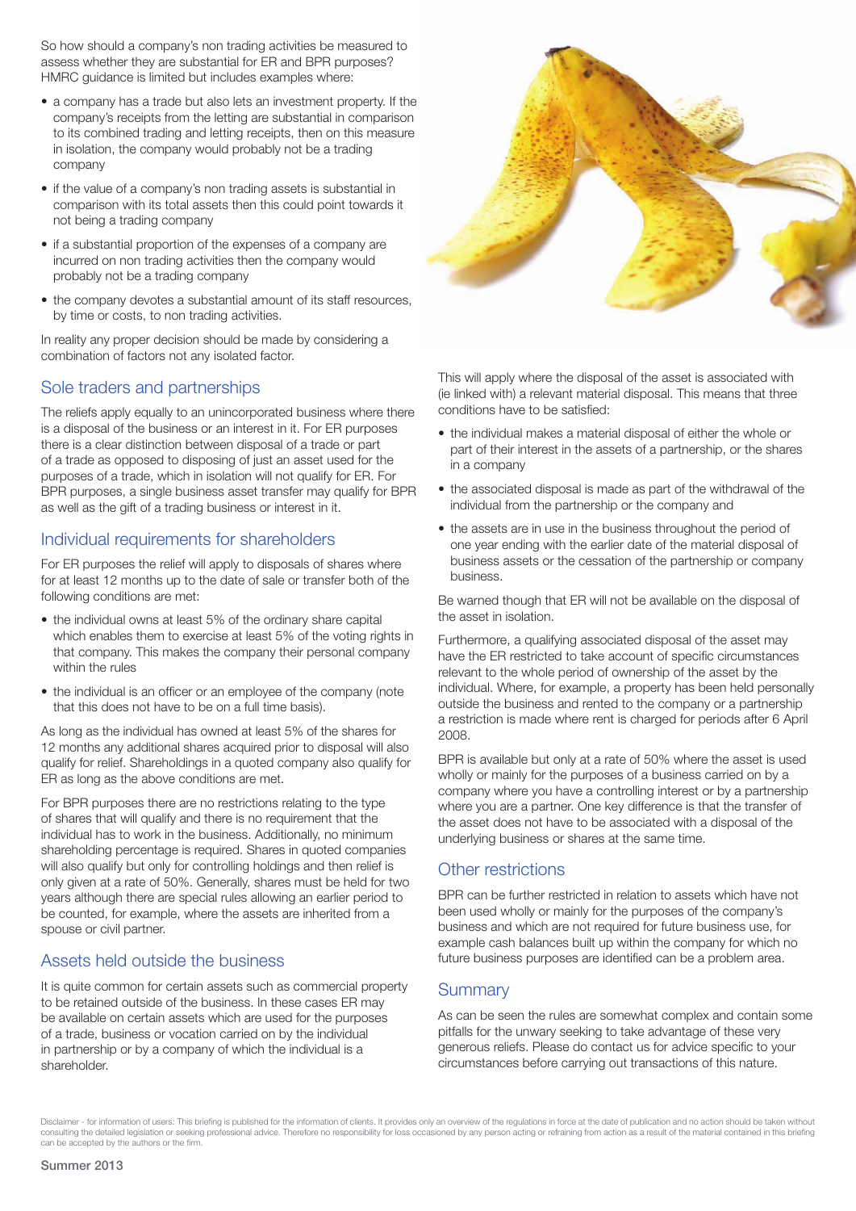So how should a company's non trading activities be measured to assess whether they are substantial for ER and BPR purposes? HMRC guidance is limited but includes examples where:

- a company has a trade but also lets an investment property. If the company's receipts from the letting are substantial in comparison to its combined trading and letting receipts, then on this measure in isolation, the company would probably not be a trading company
- if the value of a company's non trading assets is substantial in comparison with its total assets then this could point towards it not being a trading company
- if a substantial proportion of the expenses of a company are incurred on non trading activities then the company would probably not be a trading company
- the company devotes a substantial amount of its staff resources, by time or costs, to non trading activities.

In reality any proper decision should be made by considering a combination of factors not any isolated factor.

## Sole traders and partnerships

The reliefs apply equally to an unincorporated business where there is a disposal of the business or an interest in it. For ER purposes there is a clear distinction between disposal of a trade or part of a trade as opposed to disposing of just an asset used for the purposes of a trade, which in isolation will not qualify for ER. For BPR purposes, a single business asset transfer may qualify for BPR as well as the gift of a trading business or interest in it.

## Individual requirements for shareholders

For ER purposes the relief will apply to disposals of shares where for at least 12 months up to the date of sale or transfer both of the following conditions are met:

- the individual owns at least 5% of the ordinary share capital which enables them to exercise at least 5% of the voting rights in that company. This makes the company their personal company within the rules
- the individual is an officer or an employee of the company (note that this does not have to be on a full time basis).

As long as the individual has owned at least 5% of the shares for 12 months any additional shares acquired prior to disposal will also qualify for relief. Shareholdings in a quoted company also qualify for ER as long as the above conditions are met.

For BPR purposes there are no restrictions relating to the type of shares that will qualify and there is no requirement that the individual has to work in the business. Additionally, no minimum shareholding percentage is required. Shares in quoted companies will also qualify but only for controlling holdings and then relief is only given at a rate of 50%. Generally, shares must be held for two years although there are special rules allowing an earlier period to be counted, for example, where the assets are inherited from a spouse or civil partner.

## Assets held outside the business

It is quite common for certain assets such as commercial property to be retained outside of the business. In these cases ER may be available on certain assets which are used for the purposes of a trade, business or vocation carried on by the individual in partnership or by a company of which the individual is a shareholder.

This will apply where the disposal of the asset is associated with (ie linked with) a relevant material disposal. This means that three conditions have to be satisfied:

- the individual makes a material disposal of either the whole or part of their interest in the assets of a partnership, or the shares in a company
- the associated disposal is made as part of the withdrawal of the individual from the partnership or the company and
- the assets are in use in the business throughout the period of one year ending with the earlier date of the material disposal of business assets or the cessation of the partnership or company business.

Be warned though that ER will not be available on the disposal of the asset in isolation.

Furthermore, a qualifying associated disposal of the asset may have the ER restricted to take account of specific circumstances relevant to the whole period of ownership of the asset by the individual. Where, for example, a property has been held personally outside the business and rented to the company or a partnership a restriction is made where rent is charged for periods after 6 April 2008.

BPR is available but only at a rate of 50% where the asset is used wholly or mainly for the purposes of a business carried on by a company where you have a controlling interest or by a partnership where you are a partner. One key difference is that the transfer of the asset does not have to be associated with a disposal of the underlying business or shares at the same time.

## Other restrictions

BPR can be further restricted in relation to assets which have not been used wholly or mainly for the purposes of the company's business and which are not required for future business use, for example cash balances built up within the company for which no future business purposes are identified can be a problem area.

## Summary

As can be seen the rules are somewhat complex and contain some pitfalls for the unwary seeking to take advantage of these very generous reliefs. Please do contact us for advice specific to your circumstances before carrying out transactions of this nature.

Disclaimer - for information of users: This briefing is published for the information of clients. It provides only an overview of the regulations in force at the date of publication and no action should be taken without consulting the detailed legislation or seeking professional advice. Therefore no responsibility for loss occasioned by any person acting or refraining from action as a result of the material contained in this briefing can be accepted by the authors or the firm.

Summer 2013